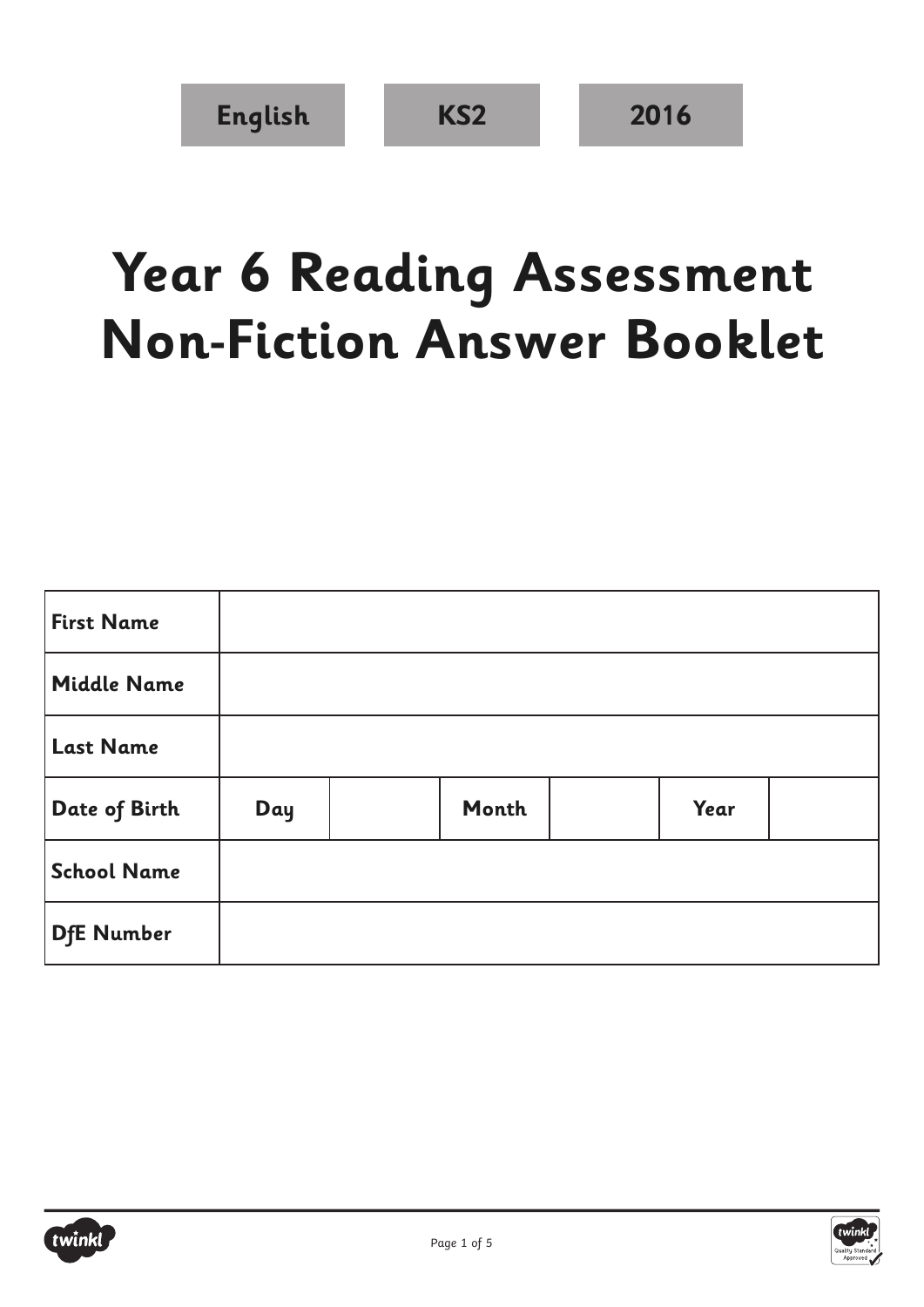English | KS2 | 2016

# Year 6 Reading Assessment Non-Fiction Answer Booklet

| First Name | | | | | | |
|---|---|---|---|---|---|---|
| Middle Name | | | | | | |
| Last Name | | | | | | |
| Date of Birth | Day | | Month | | Year | |
| School Name | | | | | | |
| DfE Number | | | | | | |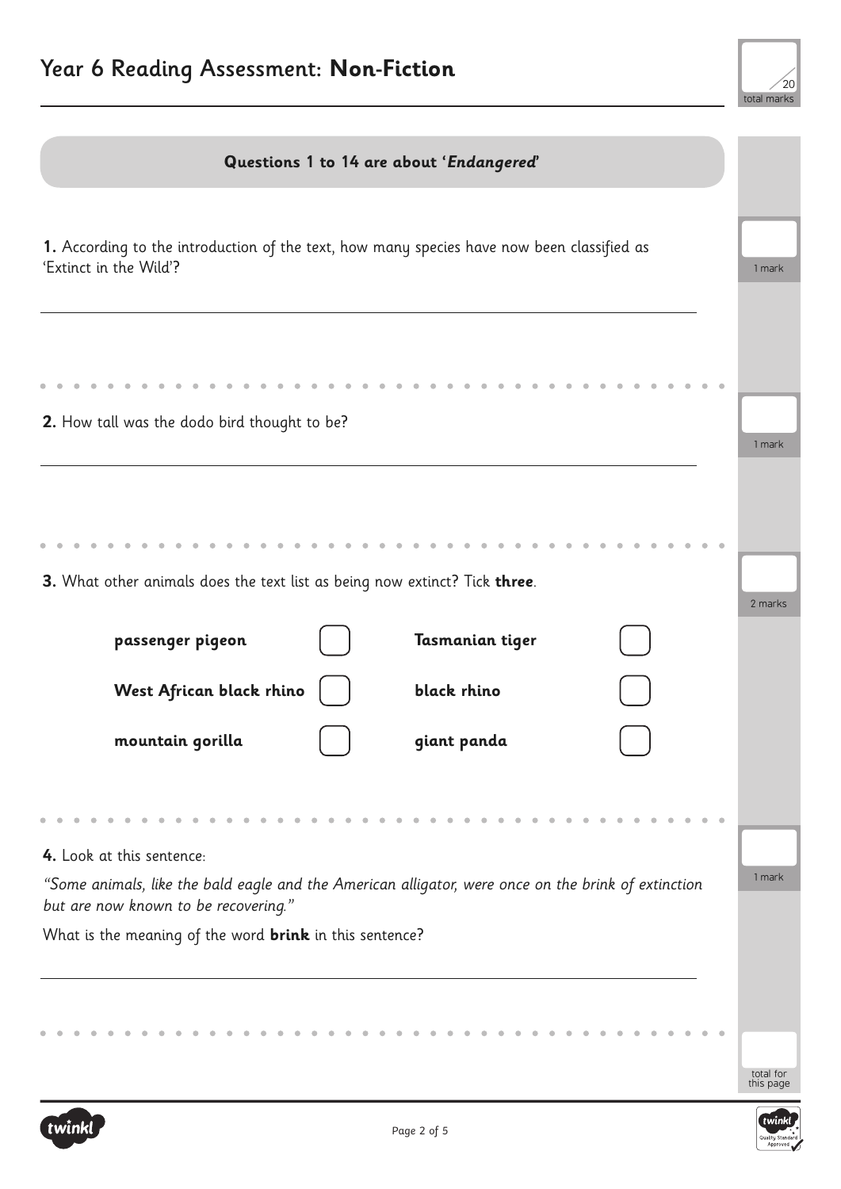# Year 6 Reading Assessment: **Non-Fiction**

/20 total marks

## Questions 1 to 14 are about '*Endangered*'

**1.** According to the introduction of the text, how many species have now been classified as 'Extinct in the Wild'?

1 mark

**2.** How tall was the dodo bird thought to be?

1 mark

**3.** What other animals does the text list as being now extinct? Tick **three**.

2 marks

| | | | |
|---|---|---|---|
| **passenger pigeon** | ☐ | **Tasmanian tiger** | ☐ |
| **West African black rhino** | ☐ | **black rhino** | ☐ |
| **mountain gorilla** | ☐ | **giant panda** | ☐ |

**4.** Look at this sentence:

*"Some animals, like the bald eagle and the American alligator, were once on the brink of extinction but are now known to be recovering."*

What is the meaning of the word **brink** in this sentence?

1 mark

total for this page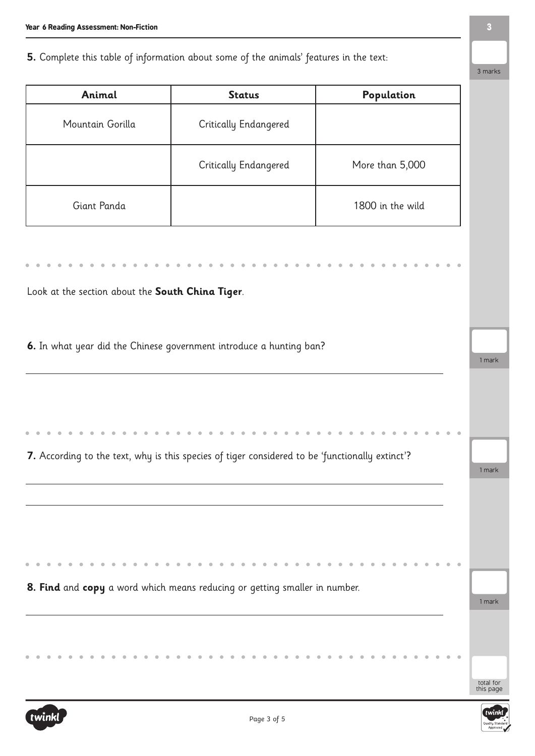**5.** Complete this table of information about some of the animals' features in the text:

3 marks

| Animal | Status | Population |
|---|---|---|
| Mountain Gorilla | Critically Endangered | |
| | Critically Endangered | More than 5,000 |
| Giant Panda | | 1800 in the wild |

Look at the section about the **South China Tiger**.

**6.** In what year did the Chinese government introduce a hunting ban?

1 mark

**7.** According to the text, why is this species of tiger considered to be 'functionally extinct'?

1 mark

**8. Find** and **copy** a word which means reducing or getting smaller in number.

1 mark

total for this page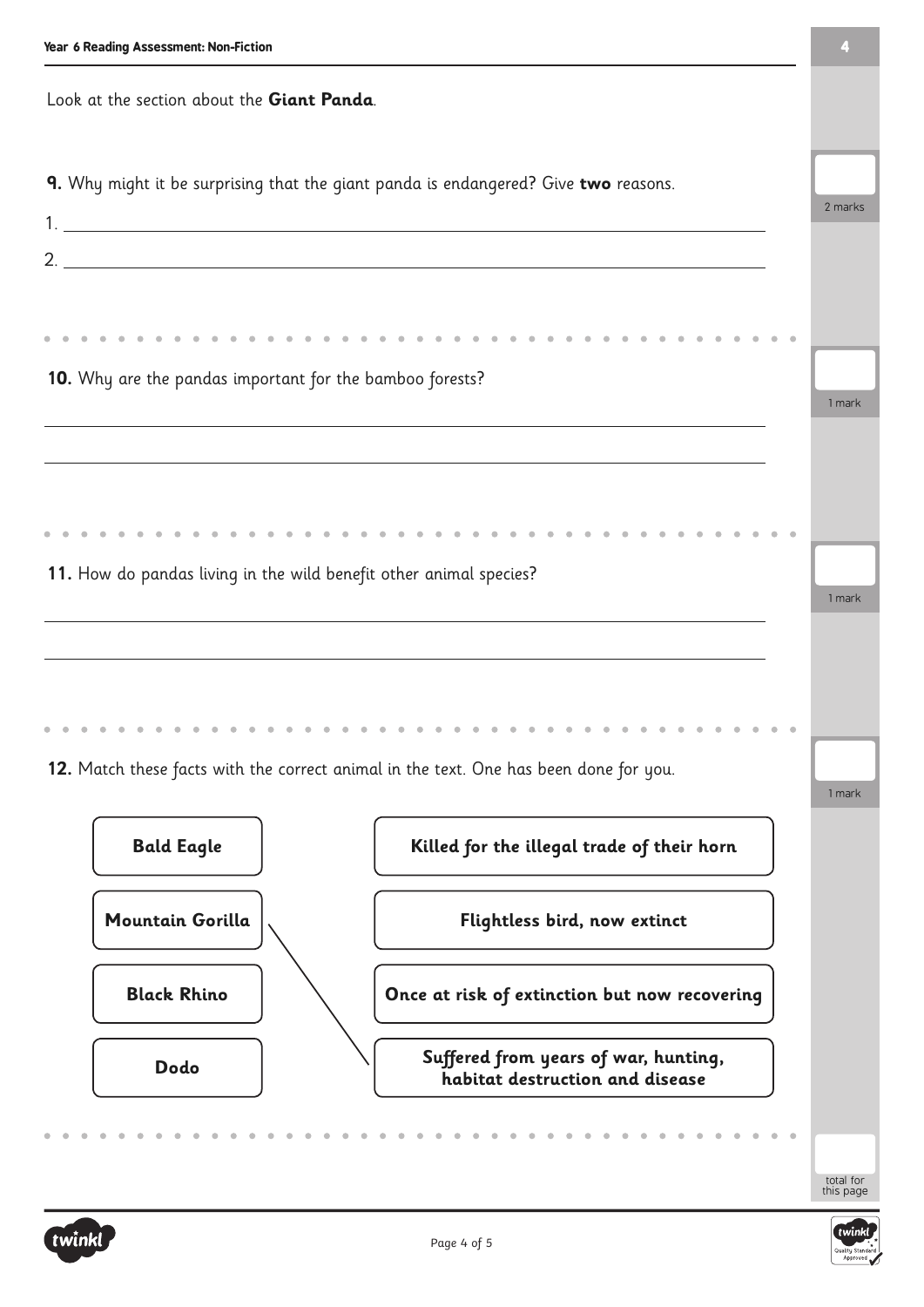Look at the section about the **Giant Panda**.

**9.** Why might it be surprising that the giant panda is endangered? Give **two** reasons.

2 marks

1. ______________________________

2. ______________________________

**10.** Why are the pandas important for the bamboo forests?

1 mark

______________________________

______________________________

**11.** How do pandas living in the wild benefit other animal species?

1 mark

______________________________

______________________________

**12.** Match these facts with the correct animal in the text. One has been done for you.

1 mark

| Animal | Fact |
| --- | --- |
| **Bald Eagle** | **Killed for the illegal trade of their horn** |
| **Mountain Gorilla** | **Flightless bird, now extinct** |
| **Black Rhino** | **Once at risk of extinction but now recovering** |
| **Dodo** | **Suffered from years of war, hunting, habitat destruction and disease** |

(Example answer shown: Mountain Gorilla is matched to "Suffered from years of war, hunting, habitat destruction and disease".)

total for this page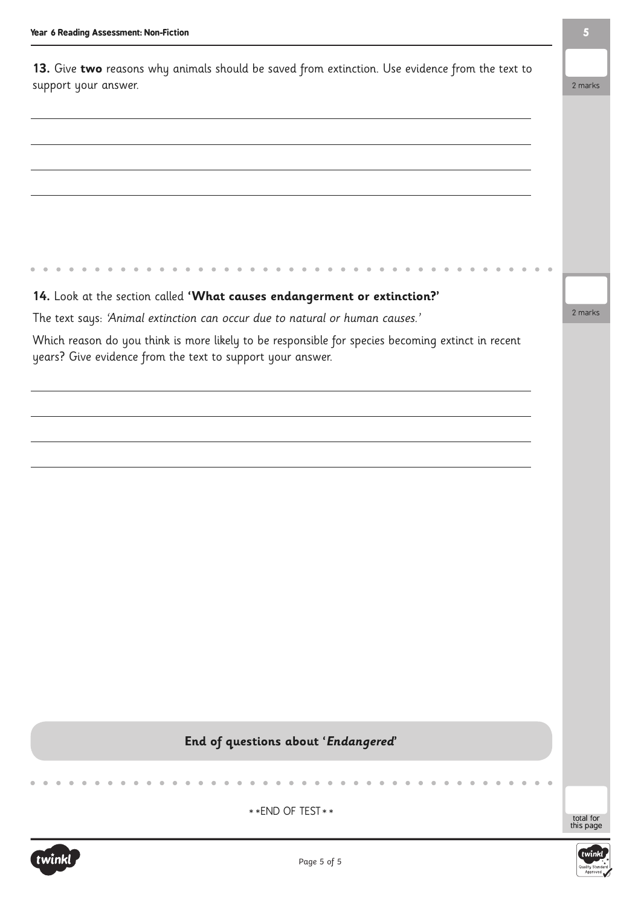**13.** Give **two** reasons why animals should be saved from extinction. Use evidence from the text to support your answer.

2 marks

**14.** Look at the section called **'What causes endangerment or extinction?'**

The text says: *'Animal extinction can occur due to natural or human causes.'*

Which reason do you think is more likely to be responsible for species becoming extinct in recent years? Give evidence from the text to support your answer.

2 marks

**End of questions about '*Endangered*'**

**END OF TEST**

total for this page